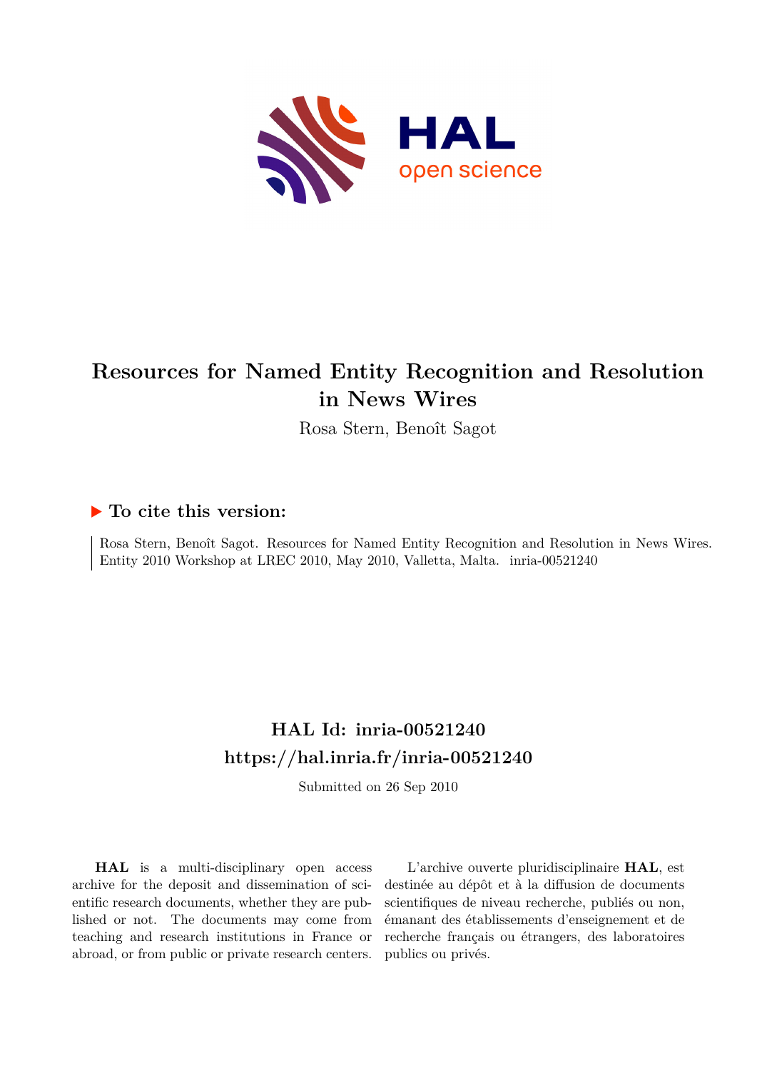# Resources for Named Entity Recognition and Resolution in News Wires

Rosa Stern, Benoît Sagot

## ▶ To cite this version:

Rosa Stern, Benoît Sagot. Resources for Named Entity Recognition and Resolution in News Wires. Entity 2010 Workshop at LREC 2010, May 2010, Valletta, Malta. inria-00521240

## HAL Id: inria-00521240
## https://hal.inria.fr/inria-00521240

Submitted on 26 Sep 2010

**HAL** is a multi-disciplinary open access archive for the deposit and dissemination of scientific research documents, whether they are published or not. The documents may come from teaching and research institutions in France or abroad, or from public or private research centers.

L'archive ouverte pluridisciplinaire **HAL**, est destinée au dépôt et à la diffusion de documents scientifiques de niveau recherche, publiés ou non, émanant des établissements d'enseignement et de recherche français ou étrangers, des laboratoires publics ou privés.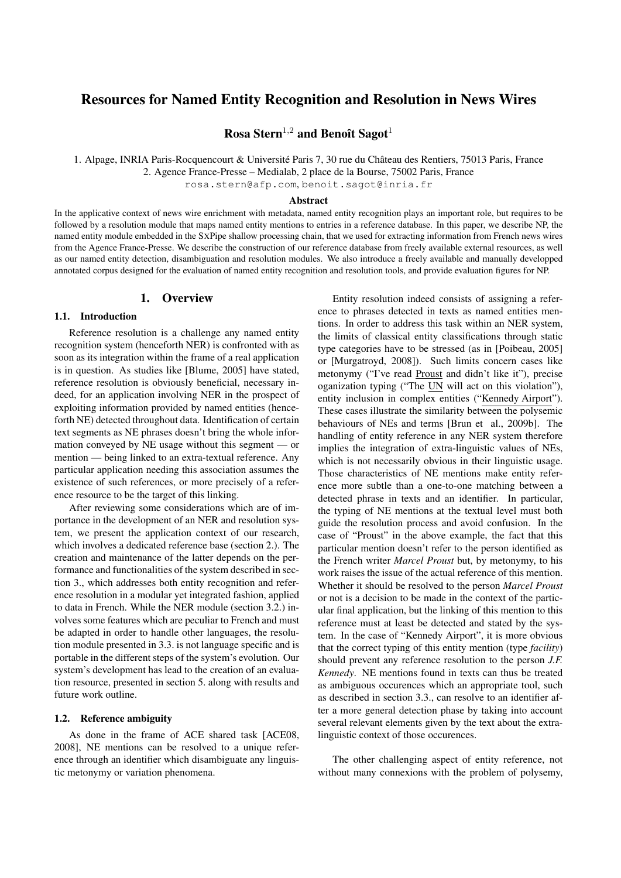# Resources for Named Entity Recognition and Resolution in News Wires

**Rosa Stern[1,2] and Benoît Sagot[1]**

1. Alpage, INRIA Paris-Rocquencourt & Université Paris 7, 30 rue du Château des Rentiers, 75013 Paris, France
2. Agence France-Presse – Medialab, 2 place de la Bourse, 75002 Paris, France

rosa.stern@afp.com, benoit.sagot@inria.fr

## Abstract

In the applicative context of news wire enrichment with metadata, named entity recognition plays an important role, but requires to be followed by a resolution module that maps named entity mentions to entries in a reference database. In this paper, we describe NP, the named entity module embedded in the SxPipe shallow processing chain, that we used for extracting information from French news wires from the Agence France-Presse. We describe the construction of our reference database from freely available external resources, as well as our named entity detection, disambiguation and resolution modules. We also introduce a freely available and manually developped annotated corpus designed for the evaluation of named entity recognition and resolution tools, and provide evaluation figures for NP.

## 1. Overview

### 1.1. Introduction

Reference resolution is a challenge any named entity recognition system (henceforth NER) is confronted with as soon as its integration within the frame of a real application is in question. As studies like [Blume, 2005] have stated, reference resolution is obviously beneficial, necessary indeed, for an application involving NER in the prospect of exploiting information provided by named entities (henceforth NE) detected throughout data. Identification of certain text segments as NE phrases doesn't bring the whole information conveyed by NE usage without this segment — or mention — being linked to an extra-textual reference. Any particular application needing this association assumes the existence of such references, or more precisely of a reference resource to be the target of this linking.

After reviewing some considerations which are of importance in the development of an NER and resolution system, we present the application context of our research, which involves a dedicated reference base (section 2.). The creation and maintenance of the latter depends on the performance and functionalities of the system described in section 3., which addresses both entity recognition and reference resolution in a modular yet integrated fashion, applied to data in French. While the NER module (section 3.2.) involves some features which are peculiar to French and must be adapted in order to handle other languages, the resolution module presented in 3.3. is not language specific and is portable in the different steps of the system's evolution. Our system's development has lead to the creation of an evaluation resource, presented in section 5. along with results and future work outline.

### 1.2. Reference ambiguity

As done in the frame of ACE shared task [ACE08, 2008], NE mentions can be resolved to a unique reference through an identifier which disambiguate any linguistic metonymy or variation phenomena.

Entity resolution indeed consists of assigning a reference to phrases detected in texts as named entities mentions. In order to address this task within an NER system, the limits of classical entity classifications through static type categories have to be stressed (as in [Poibeau, 2005] or [Murgatroyd, 2008]). Such limits concern cases like metonymy ("I've read Proust and didn't like it"), precise oganization typing ("The UN will act on this violation"), entity inclusion in complex entities ("Kennedy Airport"). These cases illustrate the similarity between the polysemic behaviours of NEs and terms [Brun et al., 2009b]. The handling of entity reference in any NER system therefore implies the integration of extra-linguistic values of NEs, which is not necessarily obvious in their linguistic usage. Those characteristics of NE mentions make entity reference more subtle than a one-to-one matching between a detected phrase in texts and an identifier. In particular, the typing of NE mentions at the textual level must both guide the resolution process and avoid confusion. In the case of "Proust" in the above example, the fact that this particular mention doesn't refer to the person identified as the French writer *Marcel Proust* but, by metonymy, to his work raises the issue of the actual reference of this mention. Whether it should be resolved to the person *Marcel Proust* or not is a decision to be made in the context of the particular final application, but the linking of this mention to this reference must at least be detected and stated by the system. In the case of "Kennedy Airport", it is more obvious that the correct typing of this entity mention (type *facility*) should prevent any reference resolution to the person *J.F. Kennedy*. NE mentions found in texts can thus be treated as ambiguous occurences which an appropriate tool, such as described in section 3.3., can resolve to an identifier after a more general detection phase by taking into account several relevant elements given by the text about the extra-linguistic context of those occurences.

The other challenging aspect of entity reference, not without many connexions with the problem of polysemy,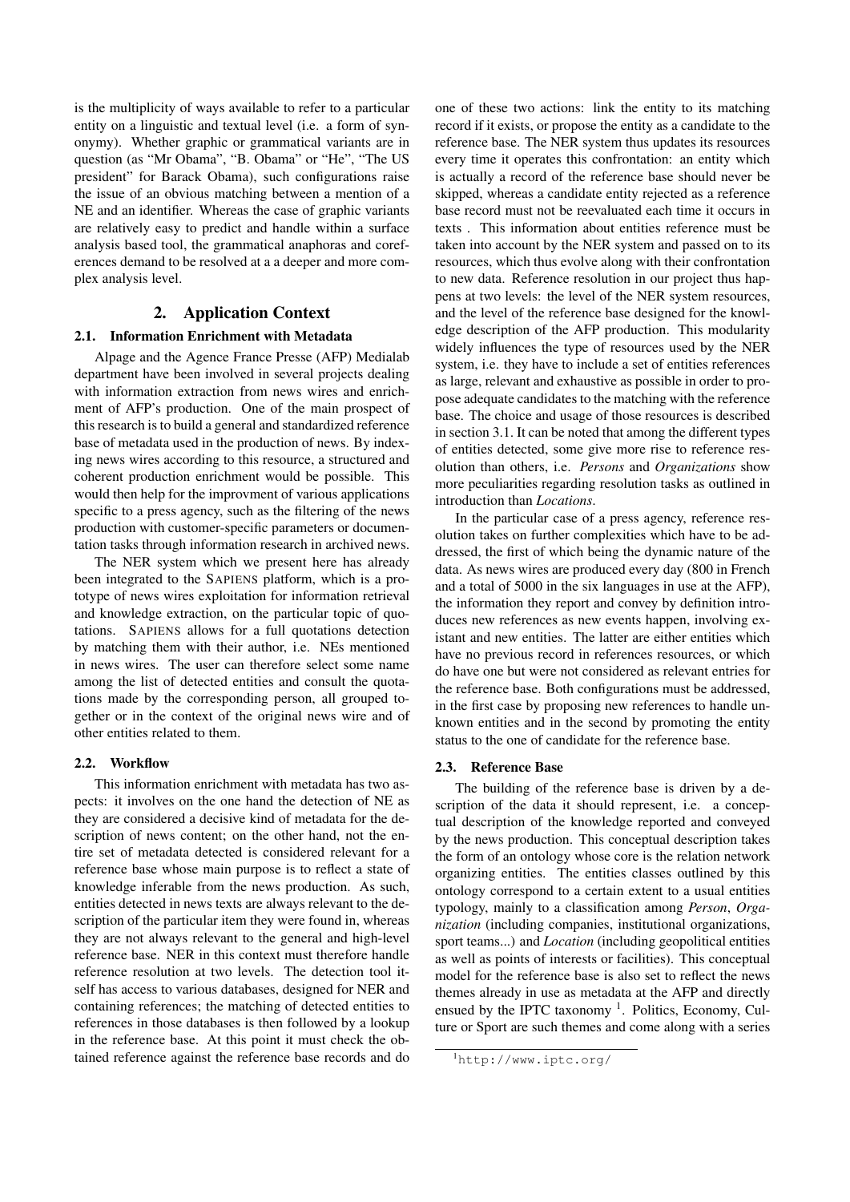is the multiplicity of ways available to refer to a particular entity on a linguistic and textual level (i.e. a form of synonymy). Whether graphic or grammatical variants are in question (as "Mr Obama", "B. Obama" or "He", "The US president" for Barack Obama), such configurations raise the issue of an obvious matching between a mention of a NE and an identifier. Whereas the case of graphic variants are relatively easy to predict and handle within a surface analysis based tool, the grammatical anaphoras and coreferences demand to be resolved at a a deeper and more complex analysis level.

## 2. Application Context

### 2.1. Information Enrichment with Metadata

Alpage and the Agence France Presse (AFP) Medialab department have been involved in several projects dealing with information extraction from news wires and enrichment of AFP's production. One of the main prospect of this research is to build a general and standardized reference base of metadata used in the production of news. By indexing news wires according to this resource, a structured and coherent production enrichment would be possible. This would then help for the improvment of various applications specific to a press agency, such as the filtering of the news production with customer-specific parameters or documentation tasks through information research in archived news.

The NER system which we present here has already been integrated to the SAPIENS platform, which is a prototype of news wires exploitation for information retrieval and knowledge extraction, on the particular topic of quotations. SAPIENS allows for a full quotations detection by matching them with their author, i.e. NEs mentioned in news wires. The user can therefore select some name among the list of detected entities and consult the quotations made by the corresponding person, all grouped together or in the context of the original news wire and of other entities related to them.

### 2.2. Workflow

This information enrichment with metadata has two aspects: it involves on the one hand the detection of NE as they are considered a decisive kind of metadata for the description of news content; on the other hand, not the entire set of metadata detected is considered relevant for a reference base whose main purpose is to reflect a state of knowledge inferable from the news production. As such, entities detected in news texts are always relevant to the description of the particular item they were found in, whereas they are not always relevant to the general and high-level reference base. NER in this context must therefore handle reference resolution at two levels. The detection tool itself has access to various databases, designed for NER and containing references; the matching of detected entities to references in those databases is then followed by a lookup in the reference base. At this point it must check the obtained reference against the reference base records and do one of these two actions: link the entity to its matching record if it exists, or propose the entity as a candidate to the reference base. The NER system thus updates its resources every time it operates this confrontation: an entity which is actually a record of the reference base should never be skipped, whereas a candidate entity rejected as a reference base record must not be reevaluated each time it occurs in texts . This information about entities reference must be taken into account by the NER system and passed on to its resources, which thus evolve along with their confrontation to new data. Reference resolution in our project thus happens at two levels: the level of the NER system resources, and the level of the reference base designed for the knowledge description of the AFP production. This modularity widely influences the type of resources used by the NER system, i.e. they have to include a set of entities references as large, relevant and exhaustive as possible in order to propose adequate candidates to the matching with the reference base. The choice and usage of those resources is described in section 3.1. It can be noted that among the different types of entities detected, some give more rise to reference resolution than others, i.e. *Persons* and *Organizations* show more peculiarities regarding resolution tasks as outlined in introduction than *Locations*.

In the particular case of a press agency, reference resolution takes on further complexities which have to be addressed, the first of which being the dynamic nature of the data. As news wires are produced every day (800 in French and a total of 5000 in the six languages in use at the AFP), the information they report and convey by definition introduces new references as new events happen, involving existant and new entities. The latter are either entities which have no previous record in references resources, or which do have one but were not considered as relevant entries for the reference base. Both configurations must be addressed, in the first case by proposing new references to handle unknown entities and in the second by promoting the entity status to the one of candidate for the reference base.

### 2.3. Reference Base

The building of the reference base is driven by a description of the data it should represent, i.e. a conceptual description of the knowledge reported and conveyed by the news production. This conceptual description takes the form of an ontology whose core is the relation network organizing entities. The entities classes outlined by this ontology correspond to a certain extent to a usual entities typology, mainly to a classification among *Person*, *Organization* (including companies, institutional organizations, sport teams...) and *Location* (including geopolitical entities as well as points of interests or facilities). This conceptual model for the reference base is also set to reflect the news themes already in use as metadata at the AFP and directly ensued by the IPTC taxonomy [1]. Politics, Economy, Culture or Sport are such themes and come along with a series

[1] http://www.iptc.org/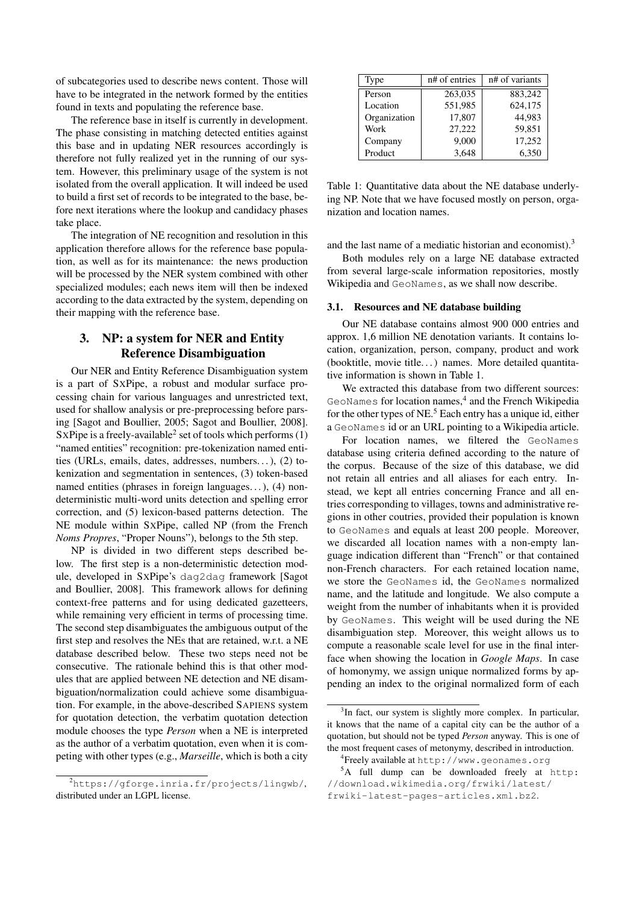of subcategories used to describe news content. Those will have to be integrated in the network formed by the entities found in texts and populating the reference base.

The reference base in itself is currently in development. The phase consisting in matching detected entities against this base and in updating NER resources accordingly is therefore not fully realized yet in the running of our system. However, this preliminary usage of the system is not isolated from the overall application. It will indeed be used to build a first set of records to be integrated to the base, before next iterations where the lookup and candidacy phases take place.

The integration of NE recognition and resolution in this application therefore allows for the reference base population, as well as for its maintenance: the news production will be processed by the NER system combined with other specialized modules; each news item will then be indexed according to the data extracted by the system, depending on their mapping with the reference base.

## 3. NP: a system for NER and Entity Reference Disambiguation

Our NER and Entity Reference Disambiguation system is a part of SxPipe, a robust and modular surface processing chain for various languages and unrestricted text, used for shallow analysis or pre-preprocessing before parsing [Sagot and Boullier, 2005; Sagot and Boullier, 2008]. SxPipe is a freely-available[2] set of tools which performs (1) "named entities" recognition: pre-tokenization named entities (URLs, emails, dates, addresses, numbers...), (2) tokenization and segmentation in sentences, (3) token-based named entities (phrases in foreign languages...), (4) non-deterministic multi-word units detection and spelling error correction, and (5) lexicon-based patterns detection. The NE module within SxPipe, called NP (from the French *Noms Propres*, "Proper Nouns"), belongs to the 5th step.

NP is divided in two different steps described below. The first step is a non-deterministic detection module, developed in SxPipe's `dag2dag` framework [Sagot and Boullier, 2008]. This framework allows for defining context-free patterns and for using dedicated gazetteers, while remaining very efficient in terms of processing time. The second step disambiguates the ambiguous output of the first step and resolves the NEs that are retained, w.r.t. a NE database described below. These two steps need not be consecutive. The rationale behind this is that other modules that are applied between NE detection and NE disambiguation/normalization could achieve some disambiguation. For example, in the above-described SAPIENS system for quotation detection, the verbatim quotation detection module chooses the type *Person* when a NE is interpreted as the author of a verbatim quotation, even when it is competing with other types (e.g., *Marseille*, which is both a city and the last name of a mediatic historian and economist).[3]

| Type | n# of entries | n# of variants |
|---|---|---|
| Person | 263,035 | 883,242 |
| Location | 551,985 | 624,175 |
| Organization | 17,807 | 44,983 |
| Work | 27,222 | 59,851 |
| Company | 9,000 | 17,252 |
| Product | 3,648 | 6,350 |

Table 1: Quantitative data about the NE database underlying NP. Note that we have focused mostly on person, organization and location names.

Both modules rely on a large NE database extracted from several large-scale information repositories, mostly Wikipedia and `GeoNames`, as we shall now describe.

### 3.1. Resources and NE database building

Our NE database contains almost 900 000 entries and approx. 1,6 million NE denotation variants. It contains location, organization, person, company, product and work (booktitle, movie title...) names. More detailed quantitative information is shown in Table 1.

We extracted this database from two different sources: `GeoNames` for location names,[4] and the French Wikipedia for the other types of NE.[5] Each entry has a unique id, either a `GeoNames` id or an URL pointing to a Wikipedia article.

For location names, we filtered the `GeoNames` database using criteria defined according to the nature of the corpus. Because of the size of this database, we did not retain all entries and all aliases for each entry. Instead, we kept all entries concerning France and all entries corresponding to villages, towns and administrative regions in other coutries, provided their population is known to `GeoNames` and equals at least 200 people. Moreover, we discarded all location names with a non-empty language indication different than "French" or that contained non-French characters. For each retained location name, we store the `GeoNames` id, the `GeoNames` normalized name, and the latitude and longitude. We also compute a weight from the number of inhabitants when it is provided by `GeoNames`. This weight will be used during the NE disambiguation step. Moreover, this weight allows us to compute a reasonable scale level for use in the final interface when showing the location in *Google Maps*. In case of homonymy, we assign unique normalized forms by appending an index to the original normalized form of each

[2] `https://gforge.inria.fr/projects/lingwb/`, distributed under an LGPL license.

[3] In fact, our system is slightly more complex. In particular, it knows that the name of a capital city can be the author of a quotation, but should not be typed *Person* anyway. This is one of the most frequent cases of metonymy, described in introduction.

[4] Freely available at `http://www.geonames.org`

[5] A full dump can be downloaded freely at `http://download.wikimedia.org/frwiki/latest/frwiki-latest-pages-articles.xml.bz2`.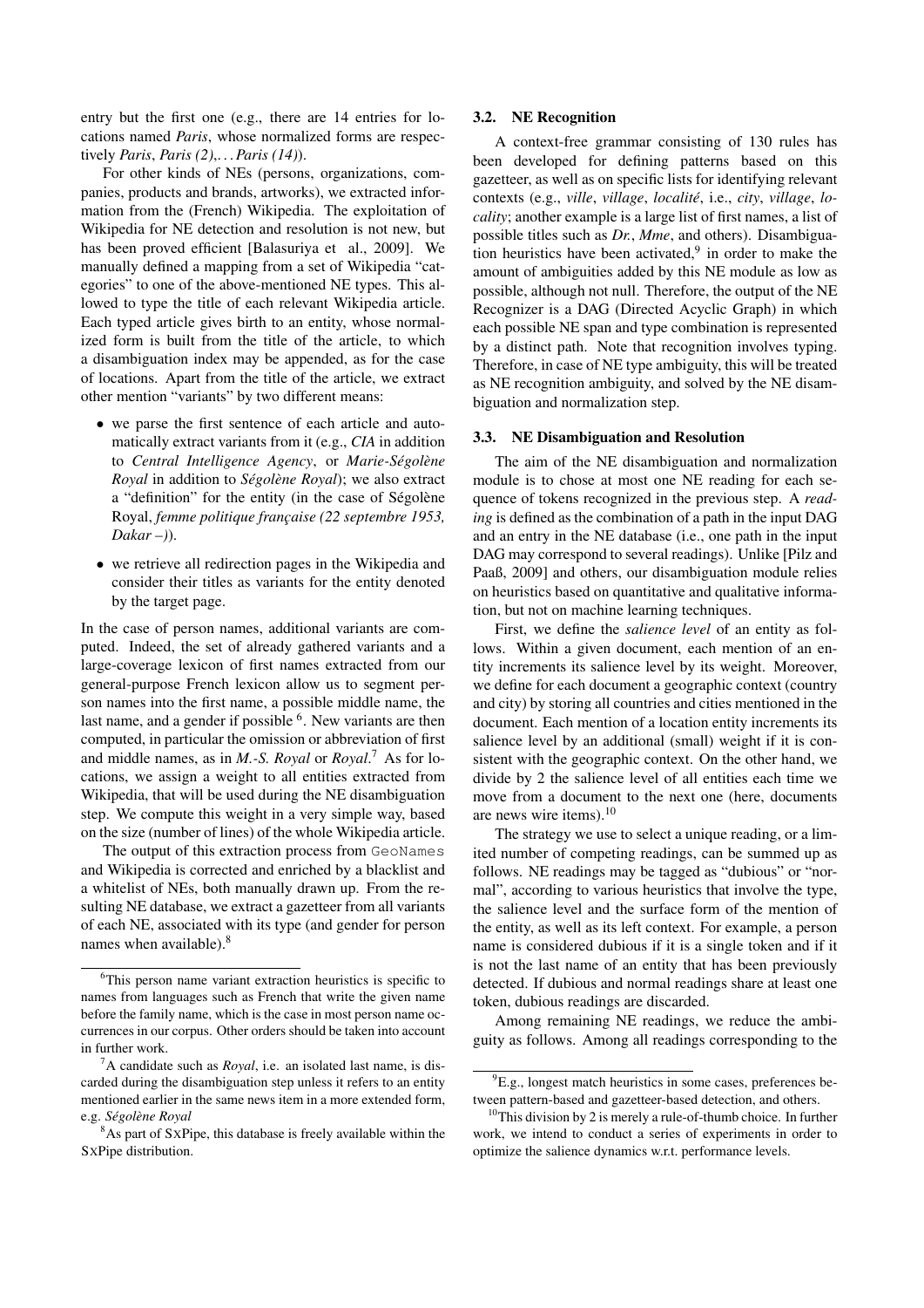entry but the first one (e.g., there are 14 entries for locations named *Paris*, whose normalized forms are respectively *Paris*, *Paris (2)*,. . . *Paris (14)*).

For other kinds of NEs (persons, organizations, companies, products and brands, artworks), we extracted information from the (French) Wikipedia. The exploitation of Wikipedia for NE detection and resolution is not new, but has been proved efficient [Balasuriya et al., 2009]. We manually defined a mapping from a set of Wikipedia "categories" to one of the above-mentioned NE types. This allowed to type the title of each relevant Wikipedia article. Each typed article gives birth to an entity, whose normalized form is built from the title of the article, to which a disambiguation index may be appended, as for the case of locations. Apart from the title of the article, we extract other mention "variants" by two different means:

- we parse the first sentence of each article and automatically extract variants from it (e.g., *CIA* in addition to *Central Intelligence Agency*, or *Marie-Ségolène Royal* in addition to *Ségolène Royal*); we also extract a "definition" for the entity (in the case of Ségolène Royal, *femme politique française (22 septembre 1953, Dakar –)*).
- we retrieve all redirection pages in the Wikipedia and consider their titles as variants for the entity denoted by the target page.

In the case of person names, additional variants are computed. Indeed, the set of already gathered variants and a large-coverage lexicon of first names extracted from our general-purpose French lexicon allow us to segment person names into the first name, a possible middle name, the last name, and a gender if possible [6]. New variants are then computed, in particular the omission or abbreviation of first and middle names, as in *M.-S. Royal* or *Royal*.[7] As for locations, we assign a weight to all entities extracted from Wikipedia, that will be used during the NE disambiguation step. We compute this weight in a very simple way, based on the size (number of lines) of the whole Wikipedia article.

The output of this extraction process from GeoNames and Wikipedia is corrected and enriched by a blacklist and a whitelist of NEs, both manually drawn up. From the resulting NE database, we extract a gazetteer from all variants of each NE, associated with its type (and gender for person names when available).[8]

[6] This person name variant extraction heuristics is specific to names from languages such as French that write the given name before the family name, which is the case in most person name occurrences in our corpus. Other orders should be taken into account in further work.

[7] A candidate such as *Royal*, i.e. an isolated last name, is discarded during the disambiguation step unless it refers to an entity mentioned earlier in the same news item in a more extended form, e.g. *Ségolène Royal*

[8] As part of SXPipe, this database is freely available within the SXPipe distribution.

### 3.2. NE Recognition

A context-free grammar consisting of 130 rules has been developed for defining patterns based on this gazetteer, as well as on specific lists for identifying relevant contexts (e.g., *ville*, *village*, *localité*, i.e., *city*, *village*, *locality*; another example is a large list of first names, a list of possible titles such as *Dr.*, *Mme*, and others). Disambiguation heuristics have been activated,[9] in order to make the amount of ambiguities added by this NE module as low as possible, although not null. Therefore, the output of the NE Recognizer is a DAG (Directed Acyclic Graph) in which each possible NE span and type combination is represented by a distinct path. Note that recognition involves typing. Therefore, in case of NE type ambiguity, this will be treated as NE recognition ambiguity, and solved by the NE disambiguation and normalization step.

### 3.3. NE Disambiguation and Resolution

The aim of the NE disambiguation and normalization module is to chose at most one NE reading for each sequence of tokens recognized in the previous step. A *reading* is defined as the combination of a path in the input DAG and an entry in the NE database (i.e., one path in the input DAG may correspond to several readings). Unlike [Pilz and Paaß, 2009] and others, our disambiguation module relies on heuristics based on quantitative and qualitative information, but not on machine learning techniques.

First, we define the *salience level* of an entity as follows. Within a given document, each mention of an entity increments its salience level by its weight. Moreover, we define for each document a geographic context (country and city) by storing all countries and cities mentioned in the document. Each mention of a location entity increments its salience level by an additional (small) weight if it is consistent with the geographic context. On the other hand, we divide by 2 the salience level of all entities each time we move from a document to the next one (here, documents are news wire items).[10]

The strategy we use to select a unique reading, or a limited number of competing readings, can be summed up as follows. NE readings may be tagged as "dubious" or "normal", according to various heuristics that involve the type, the salience level and the surface form of the mention of the entity, as well as its left context. For example, a person name is considered dubious if it is a single token and if it is not the last name of an entity that has been previously detected. If dubious and normal readings share at least one token, dubious readings are discarded.

Among remaining NE readings, we reduce the ambiguity as follows. Among all readings corresponding to the

[9] E.g., longest match heuristics in some cases, preferences between pattern-based and gazetteer-based detection, and others.

[10] This division by 2 is merely a rule-of-thumb choice. In further work, we intend to conduct a series of experiments in order to optimize the salience dynamics w.r.t. performance levels.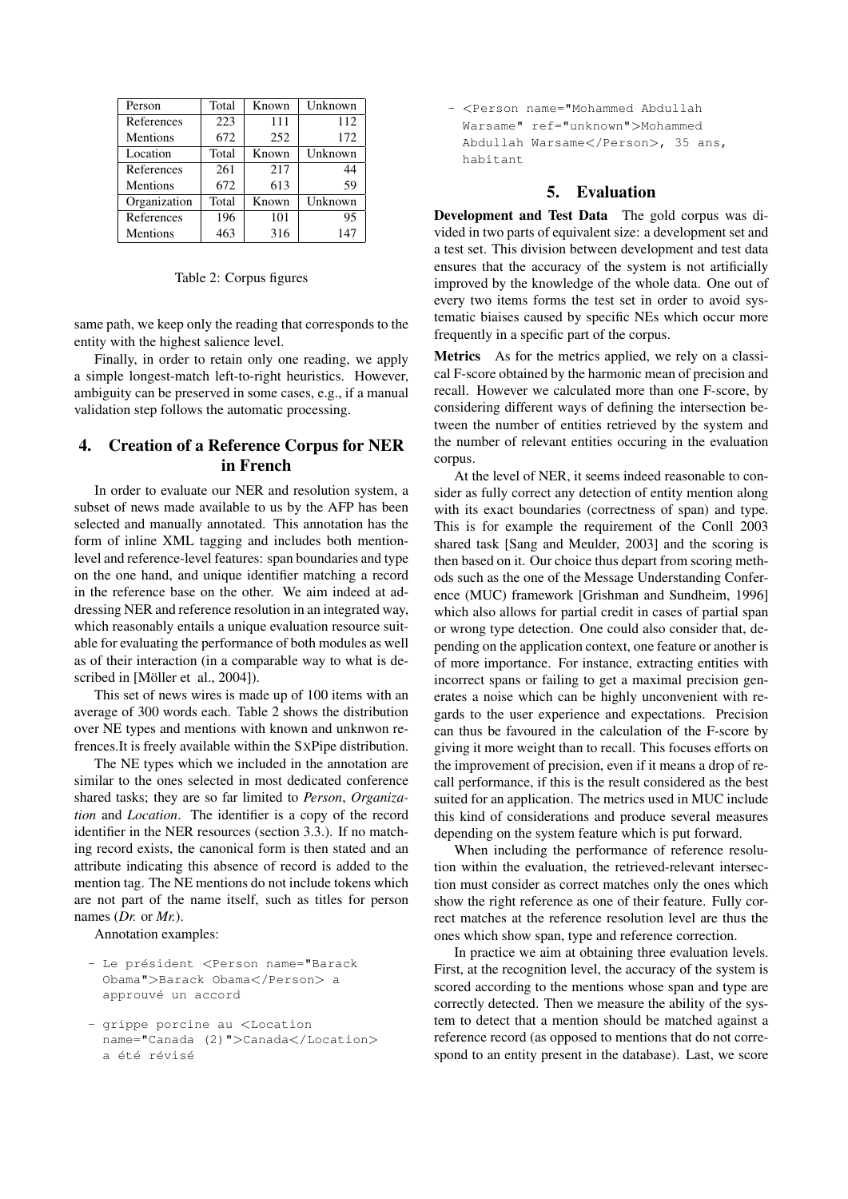| Person | Total | Known | Unknown |
|---|---|---|---|
| References | 223 | 111 | 112 |
| Mentions | 672 | 252 | 172 |
| Location | Total | Known | Unknown |
| References | 261 | 217 | 44 |
| Mentions | 672 | 613 | 59 |
| Organization | Total | Known | Unknown |
| References | 196 | 101 | 95 |
| Mentions | 463 | 316 | 147 |

Table 2: Corpus figures

same path, we keep only the reading that corresponds to the entity with the highest salience level.

Finally, in order to retain only one reading, we apply a simple longest-match left-to-right heuristics. However, ambiguity can be preserved in some cases, e.g., if a manual validation step follows the automatic processing.

## 4. Creation of a Reference Corpus for NER in French

In order to evaluate our NER and resolution system, a subset of news made available to us by the AFP has been selected and manually annotated. This annotation has the form of inline XML tagging and includes both mention-level and reference-level features: span boundaries and type on the one hand, and unique identifier matching a record in the reference base on the other. We aim indeed at addressing NER and reference resolution in an integrated way, which reasonably entails a unique evaluation resource suitable for evaluating the performance of both modules as well as of their interaction (in a comparable way to what is described in [Möller et al., 2004]).

This set of news wires is made up of 100 items with an average of 300 words each. Table 2 shows the distribution over NE types and mentions with known and unknwon refrences.It is freely available within the SXPipe distribution.

The NE types which we included in the annotation are similar to the ones selected in most dedicated conference shared tasks; they are so far limited to *Person*, *Organization* and *Location*. The identifier is a copy of the record identifier in the NER resources (section 3.3.). If no matching record exists, the canonical form is then stated and an attribute indicating this absence of record is added to the mention tag. The NE mentions do not include tokens which are not part of the name itself, such as titles for person names (*Dr.* or *Mr.*).

Annotation examples:

- `Le président <Person name="Barack Obama">Barack Obama</Person> a approuvé un accord`
- `grippe porcine au <Location name="Canada (2)">Canada</Location> a été révisé`
- `<Person name="Mohammed Abdullah Warsame" ref="unknown">Mohammed Abdullah Warsame</Person>, 35 ans, habitant`

## 5. Evaluation

**Development and Test Data** The gold corpus was divided in two parts of equivalent size: a development set and a test set. This division between development and test data ensures that the accuracy of the system is not artificially improved by the knowledge of the whole data. One out of every two items forms the test set in order to avoid systematic biaises caused by specific NEs which occur more frequently in a specific part of the corpus.

**Metrics** As for the metrics applied, we rely on a classical F-score obtained by the harmonic mean of precision and recall. However we calculated more than one F-score, by considering different ways of defining the intersection between the number of entities retrieved by the system and the number of relevant entities occuring in the evaluation corpus.

At the level of NER, it seems indeed reasonable to consider as fully correct any detection of entity mention along with its exact boundaries (correctness of span) and type. This is for example the requirement of the Conll 2003 shared task [Sang and Meulder, 2003] and the scoring is then based on it. Our choice thus depart from scoring methods such as the one of the Message Understanding Conference (MUC) framework [Grishman and Sundheim, 1996] which also allows for partial credit in cases of partial span or wrong type detection. One could also consider that, depending on the application context, one feature or another is of more importance. For instance, extracting entities with incorrect spans or failing to get a maximal precision generates a noise which can be highly unconvenient with regards to the user experience and expectations. Precision can thus be favoured in the calculation of the F-score by giving it more weight than to recall. This focuses efforts on the improvement of precision, even if it means a drop of recall performance, if this is the result considered as the best suited for an application. The metrics used in MUC include this kind of considerations and produce several measures depending on the system feature which is put forward.

When including the performance of reference resolution within the evaluation, the retrieved-relevant intersection must consider as correct matches only the ones which show the right reference as one of their feature. Fully correct matches at the reference resolution level are thus the ones which show span, type and reference correction.

In practice we aim at obtaining three evaluation levels. First, at the recognition level, the accuracy of the system is scored according to the mentions whose span and type are correctly detected. Then we measure the ability of the system to detect that a mention should be matched against a reference record (as opposed to mentions that do not correspond to an entity present in the database). Last, we score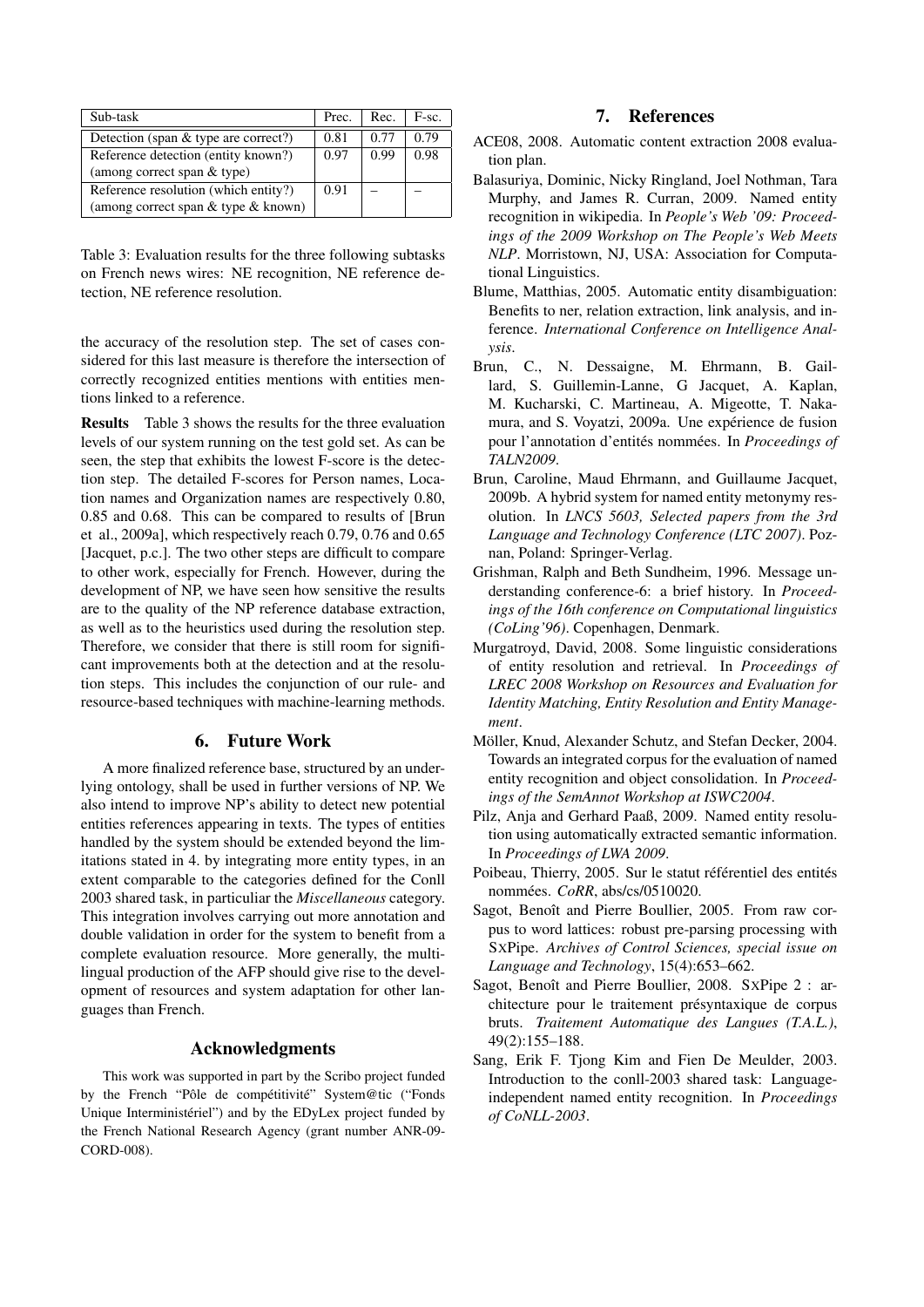| Sub-task | Prec. | Rec. | F-sc. |
|---|---|---|---|
| Detection (span & type are correct?) | 0.81 | 0.77 | 0.79 |
| Reference detection (entity known?) (among correct span & type) | 0.97 | 0.99 | 0.98 |
| Reference resolution (which entity?) (among correct span & type & known) | 0.91 | – | – |

Table 3: Evaluation results for the three following subtasks on French news wires: NE recognition, NE reference detection, NE reference resolution.

the accuracy of the resolution step. The set of cases considered for this last measure is therefore the intersection of correctly recognized entities mentions with entities mentions linked to a reference.

**Results** Table 3 shows the results for the three evaluation levels of our system running on the test gold set. As can be seen, the step that exhibits the lowest F-score is the detection step. The detailed F-scores for Person names, Location names and Organization names are respectively 0.80, 0.85 and 0.68. This can be compared to results of [Brun et al., 2009a], which respectively reach 0.79, 0.76 and 0.65 [Jacquet, p.c.]. The two other steps are difficult to compare to other work, especially for French. However, during the development of NP, we have seen how sensitive the results are to the quality of the NP reference database extraction, as well as to the heuristics used during the resolution step. Therefore, we consider that there is still room for significant improvements both at the detection and at the resolution steps. This includes the conjunction of our rule- and resource-based techniques with machine-learning methods.

## 6. Future Work

A more finalized reference base, structured by an underlying ontology, shall be used in further versions of NP. We also intend to improve NP's ability to detect new potential entities references appearing in texts. The types of entities handled by the system should be extended beyond the limitations stated in 4. by integrating more entity types, in an extent comparable to the categories defined for the Conll 2003 shared task, in particuliar the *Miscellaneous* category. This integration involves carrying out more annotation and double validation in order for the system to benefit from a complete evaluation resource. More generally, the multilingual production of the AFP should give rise to the development of resources and system adaptation for other languages than French.

## Acknowledgments

This work was supported in part by the Scribo project funded by the French "Pôle de compétitivité" System@tic ("Fonds Unique Interministériel") and by the EDyLex project funded by the French National Research Agency (grant number ANR-09-CORD-008).

## 7. References

ACE08, 2008. Automatic content extraction 2008 evaluation plan.

Balasuriya, Dominic, Nicky Ringland, Joel Nothman, Tara Murphy, and James R. Curran, 2009. Named entity recognition in wikipedia. In *People's Web '09: Proceedings of the 2009 Workshop on The People's Web Meets NLP*. Morristown, NJ, USA: Association for Computational Linguistics.

Blume, Matthias, 2005. Automatic entity disambiguation: Benefits to ner, relation extraction, link analysis, and inference. *International Conference on Intelligence Analysis*.

Brun, C., N. Dessaigne, M. Ehrmann, B. Gaillard, S. Guillemin-Lanne, G Jacquet, A. Kaplan, M. Kucharski, C. Martineau, A. Migeotte, T. Nakamura, and S. Voyatzi, 2009a. Une expérience de fusion pour l'annotation d'entités nommées. In *Proceedings of TALN2009*.

Brun, Caroline, Maud Ehrmann, and Guillaume Jacquet, 2009b. A hybrid system for named entity metonymy resolution. In *LNCS 5603, Selected papers from the 3rd Language and Technology Conference (LTC 2007)*. Poznan, Poland: Springer-Verlag.

Grishman, Ralph and Beth Sundheim, 1996. Message understanding conference-6: a brief history. In *Proceedings of the 16th conference on Computational linguistics (CoLing'96)*. Copenhagen, Denmark.

Murgatroyd, David, 2008. Some linguistic considerations of entity resolution and retrieval. In *Proceedings of LREC 2008 Workshop on Resources and Evaluation for Identity Matching, Entity Resolution and Entity Management*.

Möller, Knud, Alexander Schutz, and Stefan Decker, 2004. Towards an integrated corpus for the evaluation of named entity recognition and object consolidation. In *Proceedings of the SemAnnot Workshop at ISWC2004*.

Pilz, Anja and Gerhard Paaß, 2009. Named entity resolution using automatically extracted semantic information. In *Proceedings of LWA 2009*.

Poibeau, Thierry, 2005. Sur le statut référentiel des entités nommées. *CoRR*, abs/cs/0510020.

Sagot, Benoît and Pierre Boullier, 2005. From raw corpus to word lattices: robust pre-parsing processing with SxPipe. *Archives of Control Sciences, special issue on Language and Technology*, 15(4):653–662.

Sagot, Benoît and Pierre Boullier, 2008. SxPipe 2 : architecture pour le traitement présyntaxique de corpus bruts. *Traitement Automatique des Langues (T.A.L.)*, 49(2):155–188.

Sang, Erik F. Tjong Kim and Fien De Meulder, 2003. Introduction to the conll-2003 shared task: Language-independent named entity recognition. In *Proceedings of CoNLL-2003*.